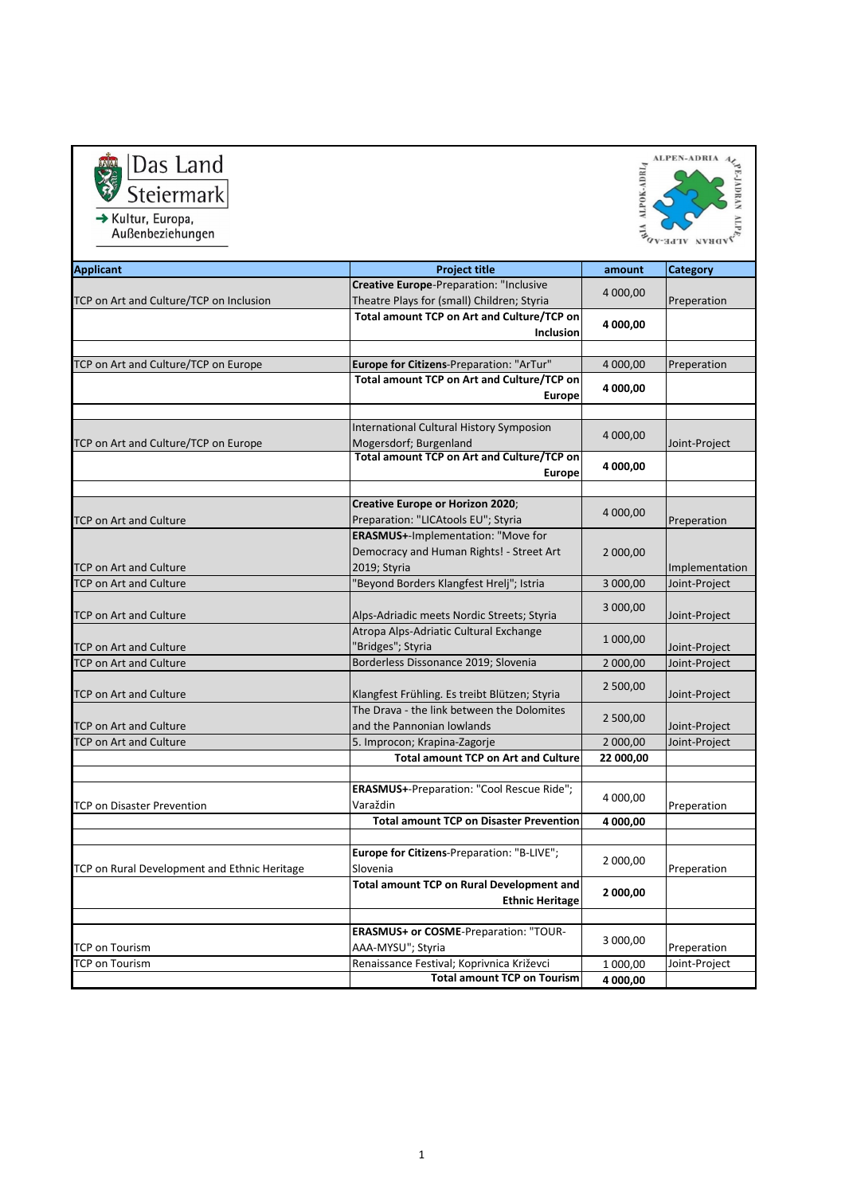Das Land Steiermark
→ Kultur, Europa, Außenbeziehungen

ALPEN-ADRIA

| Applicant | Project title | amount | Category |
|---|---|---|---|
| TCP on Art and Culture/TCP on Inclusion | **Creative Europe**-Preparation: "Inclusive Theatre Plays for (small) Children; Styria | 4 000,00 | Preperation |
| | **Total amount TCP on Art and Culture/TCP on Inclusion** | **4 000,00** | |
| | | | |
| TCP on Art and Culture/TCP on Europe | **Europe for Citizens**-Preparation: "ArTur" | 4 000,00 | Preperation |
| | **Total amount TCP on Art and Culture/TCP on Europe** | **4 000,00** | |
| | | | |
| TCP on Art and Culture/TCP on Europe | International Cultural History Symposion Mogersdorf; Burgenland | 4 000,00 | Joint-Project |
| | **Total amount TCP on Art and Culture/TCP on Europe** | **4 000,00** | |
| | | | |
| TCP on Art and Culture | **Creative Europe or Horizon 2020**; Preparation: "LICAtools EU"; Styria | 4 000,00 | Preperation |
| TCP on Art and Culture | **ERASMUS+**-Implementation: "Move for Democracy and Human Rights! - Street Art 2019; Styria | 2 000,00 | Implementation |
| TCP on Art and Culture | "Beyond Borders Klangfest Hrelj"; Istria | 3 000,00 | Joint-Project |
| TCP on Art and Culture | Alps-Adriadic meets Nordic Streets; Styria | 3 000,00 | Joint-Project |
| TCP on Art and Culture | Atropa Alps-Adriatic Cultural Exchange "Bridges"; Styria | 1 000,00 | Joint-Project |
| TCP on Art and Culture | Borderless Dissonance 2019; Slovenia | 2 000,00 | Joint-Project |
| TCP on Art and Culture | Klangfest Frühling. Es treibt Blützen; Styria | 2 500,00 | Joint-Project |
| TCP on Art and Culture | The Drava - the link between the Dolomites and the Pannonian lowlands | 2 500,00 | Joint-Project |
| TCP on Art and Culture | 5. Improcon; Krapina-Zagorje | 2 000,00 | Joint-Project |
| | **Total amount TCP on Art and Culture** | **22 000,00** | |
| | | | |
| TCP on Disaster Prevention | **ERASMUS+**-Preparation: "Cool Rescue Ride"; Varaždin | 4 000,00 | Preperation |
| | **Total amount TCP on Disaster Prevention** | **4 000,00** | |
| | | | |
| TCP on Rural Development and Ethnic Heritage | **Europe for Citizens**-Preparation: "B-LIVE"; Slovenia | 2 000,00 | Preperation |
| | **Total amount TCP on Rural Development and Ethnic Heritage** | **2 000,00** | |
| | | | |
| TCP on Tourism | **ERASMUS+ or COSME**-Preparation: "TOUR-AAA-MYSU"; Styria | 3 000,00 | Preperation |
| TCP on Tourism | Renaissance Festival; Koprivnica Križevci | 1 000,00 | Joint-Project |
| | **Total amount TCP on Tourism** | **4 000,00** | |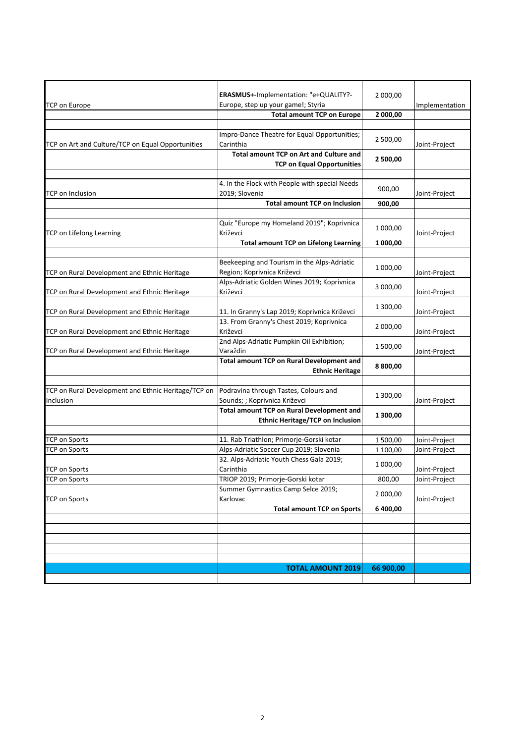| | | | |
|---|---|---|---|
| TCP on Europe | **ERASMUS+**-Implementation: "e+QUALITY?-Europe, step up your game!; Styria | 2 000,00 | Implementation |
| | **Total amount TCP on Europe** | **2 000,00** | |
| | | | |
| TCP on Art and Culture/TCP on Equal Opportunities | Impro-Dance Theatre for Equal Opportunities; Carinthia | 2 500,00 | Joint-Project |
| | **Total amount TCP on Art and Culture and TCP on Equal Opportunities** | **2 500,00** | |
| | | | |
| TCP on Inclusion | 4. In the Flock with People with special Needs 2019; Slovenia | 900,00 | Joint-Project |
| | **Total amount TCP on Inclusion** | **900,00** | |
| | | | |
| TCP on Lifelong Learning | Quiz "Europe my Homeland 2019"; Koprivnica Križevci | 1 000,00 | Joint-Project |
| | **Total amount TCP on Lifelong Learning** | **1 000,00** | |
| | | | |
| TCP on Rural Development and Ethnic Heritage | Beekeeping and Tourism in the Alps-Adriatic Region; Koprivnica Križevci | 1 000,00 | Joint-Project |
| TCP on Rural Development and Ethnic Heritage | Alps-Adriatic Golden Wines 2019; Koprivnica Križevci | 3 000,00 | Joint-Project |
| TCP on Rural Development and Ethnic Heritage | 11. In Granny's Lap 2019; Koprivnica Križevci | 1 300,00 | Joint-Project |
| TCP on Rural Development and Ethnic Heritage | 13. From Granny's Chest 2019; Koprivnica Križevci | 2 000,00 | Joint-Project |
| TCP on Rural Development and Ethnic Heritage | 2nd Alps-Adriatic Pumpkin Oil Exhibition; Varaždin | 1 500,00 | Joint-Project |
| | **Total amount TCP on Rural Development and Ethnic Heritage** | **8 800,00** | |
| | | | |
| TCP on Rural Development and Ethnic Heritage/TCP on Inclusion | Podravina through Tastes, Colours and Sounds; ; Koprivnica Križevci | 1 300,00 | Joint-Project |
| | **Total amount TCP on Rural Development and Ethnic Heritage/TCP on Inclusion** | **1 300,00** | |
| | | | |
| TCP on Sports | 11. Rab Triathlon; Primorje-Gorski kotar | 1 500,00 | Joint-Project |
| TCP on Sports | Alps-Adriatic Soccer Cup 2019; Slovenia | 1 100,00 | Joint-Project |
| TCP on Sports | 32. Alps-Adriatic Youth Chess Gala 2019; Carinthia | 1 000,00 | Joint-Project |
| TCP on Sports | TRIOP 2019; Primorje-Gorski kotar | 800,00 | Joint-Project |
| TCP on Sports | Summer Gymnastics Camp Selce 2019; Karlovac | 2 000,00 | Joint-Project |
| | **Total amount TCP on Sports** | **6 400,00** | |
| | | | |
| | | | |
| | | | |
| | | | |
| | | | |
| | **TOTAL AMOUNT 2019** | **66 900,00** | |
| | | | |